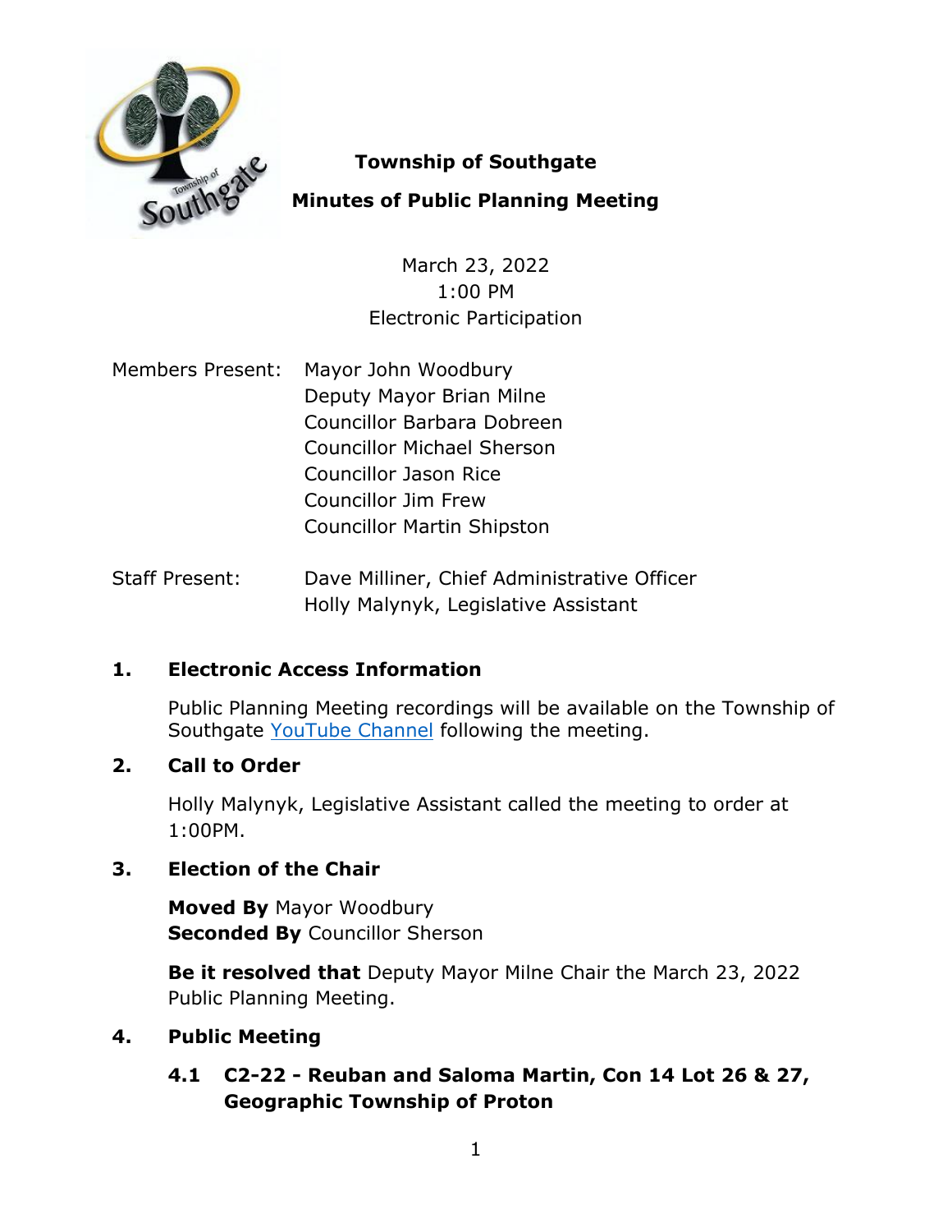# Township of Southgate

## Minutes of Public Planning Meeting

March 23, 2022
1:00 PM
Electronic Participation

Members Present: Mayor John Woodbury
Deputy Mayor Brian Milne
Councillor Barbara Dobreen
Councillor Michael Sherson
Councillor Jason Rice
Councillor Jim Frew
Councillor Martin Shipston

Staff Present: Dave Milliner, Chief Administrative Officer
Holly Malynyk, Legislative Assistant

### 1. Electronic Access Information

Public Planning Meeting recordings will be available on the Township of Southgate YouTube Channel following the meeting.

### 2. Call to Order

Holly Malynyk, Legislative Assistant called the meeting to order at 1:00PM.

### 3. Election of the Chair

**Moved By** Mayor Woodbury
**Seconded By** Councillor Sherson

**Be it resolved that** Deputy Mayor Milne Chair the March 23, 2022 Public Planning Meeting.

### 4. Public Meeting

#### 4.1 C2-22 - Reuban and Saloma Martin, Con 14 Lot 26 & 27, Geographic Township of Proton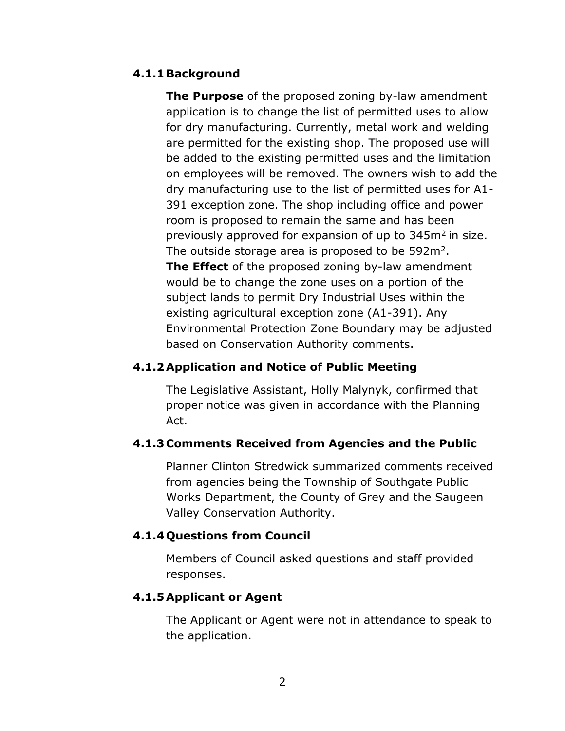### 4.1.1 Background

**The Purpose** of the proposed zoning by-law amendment application is to change the list of permitted uses to allow for dry manufacturing. Currently, metal work and welding are permitted for the existing shop. The proposed use will be added to the existing permitted uses and the limitation on employees will be removed. The owners wish to add the dry manufacturing use to the list of permitted uses for A1-391 exception zone. The shop including office and power room is proposed to remain the same and has been previously approved for expansion of up to $345m^2$ in size. The outside storage area is proposed to be $592m^2$.

**The Effect** of the proposed zoning by-law amendment would be to change the zone uses on a portion of the subject lands to permit Dry Industrial Uses within the existing agricultural exception zone (A1-391). Any Environmental Protection Zone Boundary may be adjusted based on Conservation Authority comments.

### 4.1.2 Application and Notice of Public Meeting

The Legislative Assistant, Holly Malynyk, confirmed that proper notice was given in accordance with the Planning Act.

### 4.1.3 Comments Received from Agencies and the Public

Planner Clinton Stredwick summarized comments received from agencies being the Township of Southgate Public Works Department, the County of Grey and the Saugeen Valley Conservation Authority.

### 4.1.4 Questions from Council

Members of Council asked questions and staff provided responses.

### 4.1.5 Applicant or Agent

The Applicant or Agent were not in attendance to speak to the application.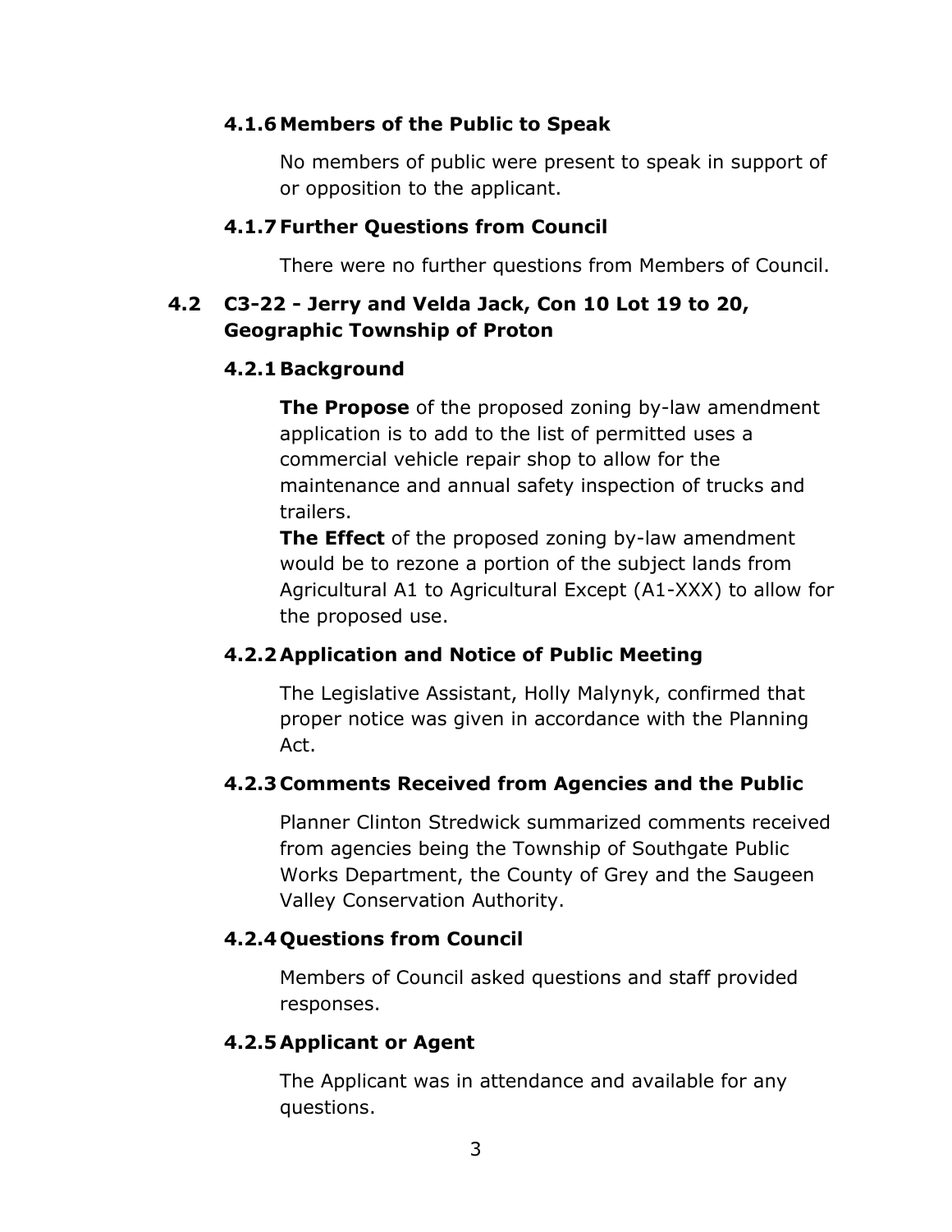#### 4.1.6 Members of the Public to Speak

No members of public were present to speak in support of or opposition to the applicant.

#### 4.1.7 Further Questions from Council

There were no further questions from Members of Council.

### 4.2 C3-22 - Jerry and Velda Jack, Con 10 Lot 19 to 20, Geographic Township of Proton

#### 4.2.1 Background

**The Propose** of the proposed zoning by-law amendment application is to add to the list of permitted uses a commercial vehicle repair shop to allow for the maintenance and annual safety inspection of trucks and trailers.

**The Effect** of the proposed zoning by-law amendment would be to rezone a portion of the subject lands from Agricultural A1 to Agricultural Except (A1-XXX) to allow for the proposed use.

#### 4.2.2 Application and Notice of Public Meeting

The Legislative Assistant, Holly Malynyk, confirmed that proper notice was given in accordance with the Planning Act.

#### 4.2.3 Comments Received from Agencies and the Public

Planner Clinton Stredwick summarized comments received from agencies being the Township of Southgate Public Works Department, the County of Grey and the Saugeen Valley Conservation Authority.

#### 4.2.4 Questions from Council

Members of Council asked questions and staff provided responses.

#### 4.2.5 Applicant or Agent

The Applicant was in attendance and available for any questions.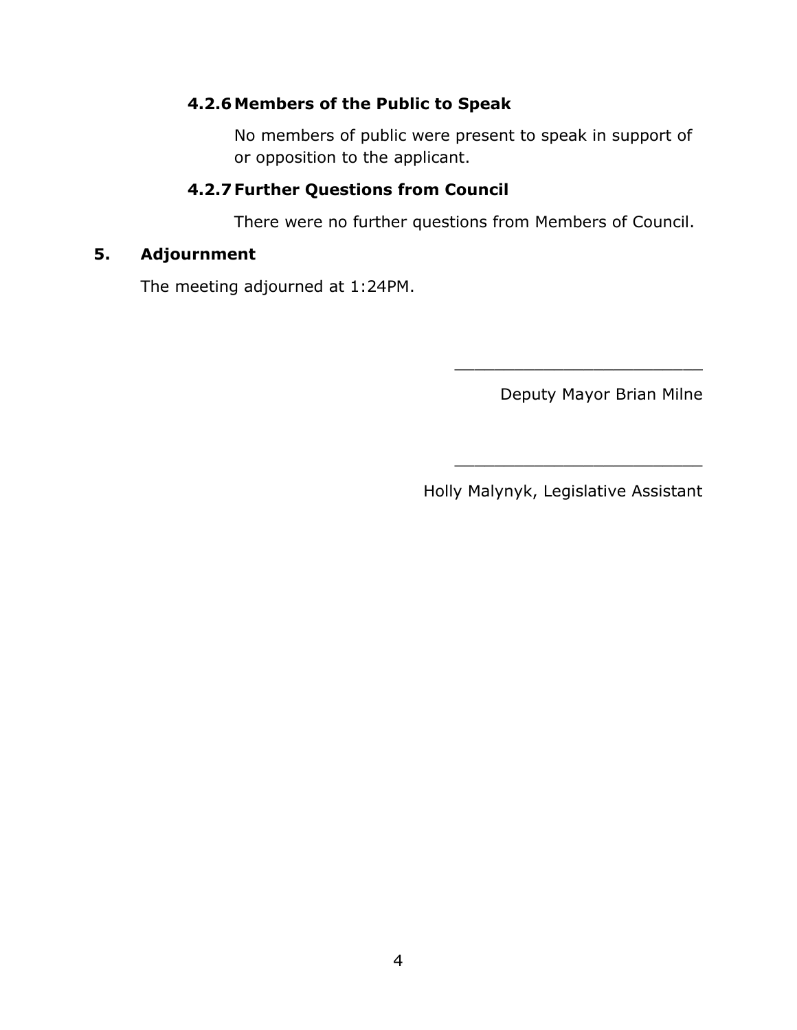#### 4.2.6 Members of the Public to Speak

No members of public were present to speak in support of or opposition to the applicant.

#### 4.2.7 Further Questions from Council

There were no further questions from Members of Council.

### 5. Adjournment

The meeting adjourned at 1:24PM.

\_\_\_\_\_\_\_\_\_\_\_\_\_\_\_\_\_\_\_\_\_\_\_\_\_

Deputy Mayor Brian Milne

\_\_\_\_\_\_\_\_\_\_\_\_\_\_\_\_\_\_\_\_\_\_\_\_\_

Holly Malynyk, Legislative Assistant